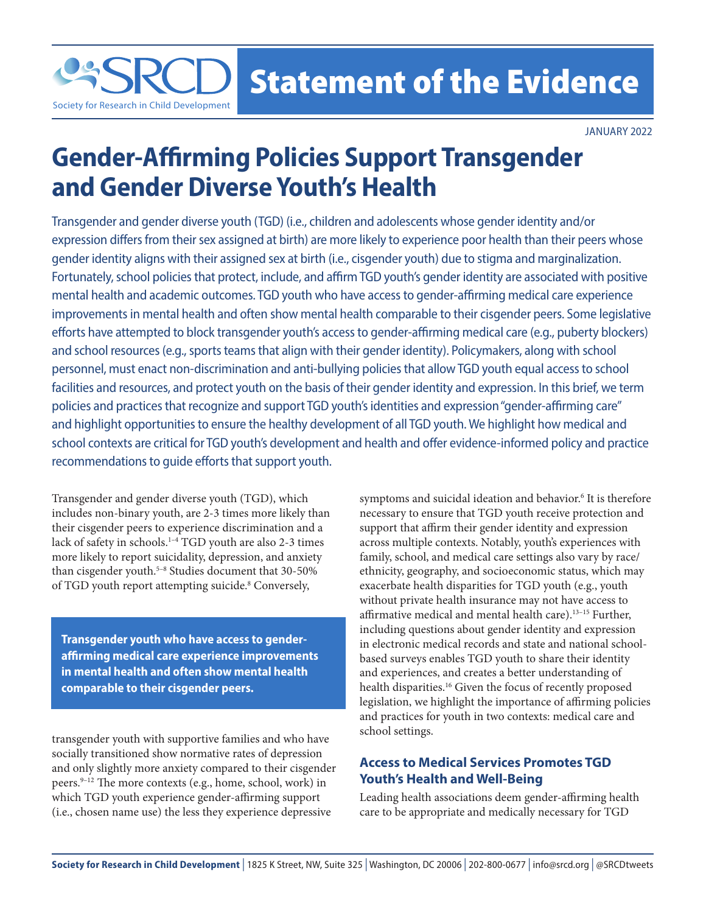# Statement of the Evidence

JANUARY 2022

# Gender-Affirming Policies Support Transgender and Gender Diverse Youth's Health

Transgender and gender diverse youth (TGD) (i.e., children and adolescents whose gender identity and/or expression differs from their sex assigned at birth) are more likely to experience poor health than their peers whose gender identity aligns with their assigned sex at birth (i.e., cisgender youth) due to stigma and marginalization. Fortunately, school policies that protect, include, and affirm TGD youth's gender identity are associated with positive mental health and academic outcomes. TGD youth who have access to gender-affirming medical care experience improvements in mental health and often show mental health comparable to their cisgender peers. Some legislative efforts have attempted to block transgender youth's access to gender-affirming medical care (e.g., puberty blockers) and school resources (e.g., sports teams that align with their gender identity). Policymakers, along with school personnel, must enact non-discrimination and anti-bullying policies that allow TGD youth equal access to school facilities and resources, and protect youth on the basis of their gender identity and expression. In this brief, we term policies and practices that recognize and support TGD youth's identities and expression "gender-affirming care" and highlight opportunities to ensure the healthy development of all TGD youth. We highlight how medical and school contexts are critical for TGD youth's development and health and offer evidence-informed policy and practice recommendations to guide efforts that support youth.

Transgender and gender diverse youth (TGD), which includes non-binary youth, are 2-3 times more likely than their cisgender peers to experience discrimination and a lack of safety in schools.[1–4] TGD youth are also 2-3 times more likely to report suicidality, depression, and anxiety than cisgender youth.[5–8] Studies document that 30-50% of TGD youth report attempting suicide.[8] Conversely, transgender youth with supportive families and who have socially transitioned show normative rates of depression and only slightly more anxiety compared to their cisgender peers.[9–12] The more contexts (e.g., home, school, work) in which TGD youth experience gender-affirming support (i.e., chosen name use) the less they experience depressive symptoms and suicidal ideation and behavior.[6] It is therefore necessary to ensure that TGD youth receive protection and support that affirm their gender identity and expression across multiple contexts. Notably, youth's experiences with family, school, and medical care settings also vary by race/ethnicity, geography, and socioeconomic status, which may exacerbate health disparities for TGD youth (e.g., youth without private health insurance may not have access to affirmative medical and mental health care).[13–15] Further, including questions about gender identity and expression in electronic medical records and state and national school-based surveys enables TGD youth to share their identity and experiences, and creates a better understanding of health disparities.[16] Given the focus of recently proposed legislation, we highlight the importance of affirming policies and practices for youth in two contexts: medical care and school settings.

> **Transgender youth who have access to gender-affirming medical care experience improvements in mental health and often show mental health comparable to their cisgender peers.**

## Access to Medical Services Promotes TGD Youth's Health and Well-Being

Leading health associations deem gender-affirming health care to be appropriate and medically necessary for TGD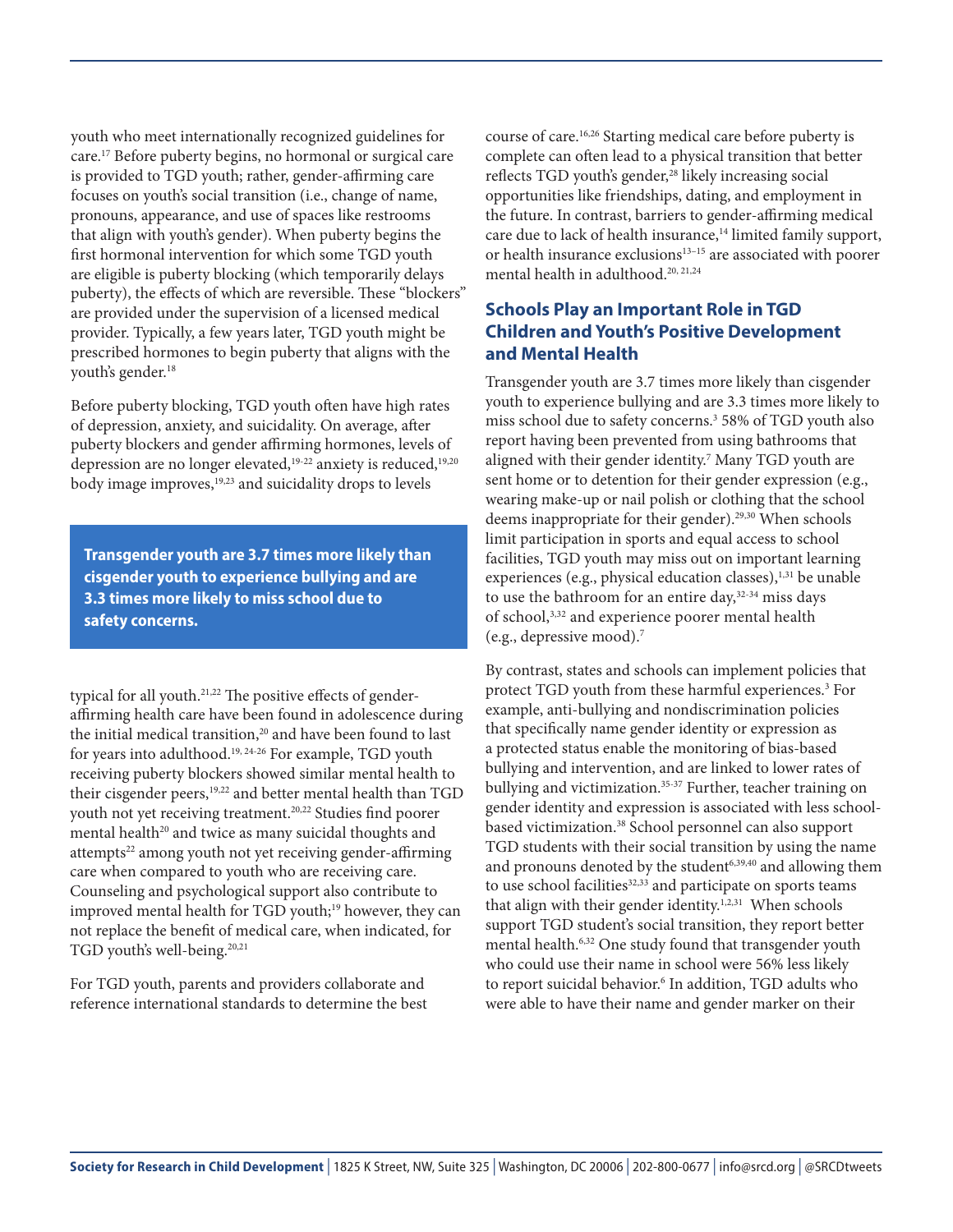youth who meet internationally recognized guidelines for care.[17] Before puberty begins, no hormonal or surgical care is provided to TGD youth; rather, gender-affirming care focuses on youth's social transition (i.e., change of name, pronouns, appearance, and use of spaces like restrooms that align with youth's gender). When puberty begins the first hormonal intervention for which some TGD youth are eligible is puberty blocking (which temporarily delays puberty), the effects of which are reversible. These "blockers" are provided under the supervision of a licensed medical provider. Typically, a few years later, TGD youth might be prescribed hormones to begin puberty that aligns with the youth's gender.[18]

Before puberty blocking, TGD youth often have high rates of depression, anxiety, and suicidality. On average, after puberty blockers and gender affirming hormones, levels of depression are no longer elevated,[19-22] anxiety is reduced,[19,20] body image improves,[19,23] and suicidality drops to levels typical for all youth.[21,22] The positive effects of gender-affirming health care have been found in adolescence during the initial medical transition,[20] and have been found to last for years into adulthood.[19, 24-26] For example, TGD youth receiving puberty blockers showed similar mental health to their cisgender peers,[19,22] and better mental health than TGD youth not yet receiving treatment.[20,22] Studies find poorer mental health[20] and twice as many suicidal thoughts and attempts[22] among youth not yet receiving gender-affirming care when compared to youth who are receiving care. Counseling and psychological support also contribute to improved mental health for TGD youth;[19] however, they can not replace the benefit of medical care, when indicated, for TGD youth's well-being.[20,21]

**Transgender youth are 3.7 times more likely than cisgender youth to experience bullying and are 3.3 times more likely to miss school due to safety concerns.**

For TGD youth, parents and providers collaborate and reference international standards to determine the best course of care.[16,26] Starting medical care before puberty is complete can often lead to a physical transition that better reflects TGD youth's gender,[28] likely increasing social opportunities like friendships, dating, and employment in the future. In contrast, barriers to gender-affirming medical care due to lack of health insurance,[14] limited family support, or health insurance exclusions[13–15] are associated with poorer mental health in adulthood.[20, 21,24]

## Schools Play an Important Role in TGD Children and Youth's Positive Development and Mental Health

Transgender youth are 3.7 times more likely than cisgender youth to experience bullying and are 3.3 times more likely to miss school due to safety concerns.[3] 58% of TGD youth also report having been prevented from using bathrooms that aligned with their gender identity.[7] Many TGD youth are sent home or to detention for their gender expression (e.g., wearing make-up or nail polish or clothing that the school deems inappropriate for their gender).[29,30] When schools limit participation in sports and equal access to school facilities, TGD youth may miss out on important learning experiences (e.g., physical education classes),[1,31] be unable to use the bathroom for an entire day,[32-34] miss days of school,[3,32] and experience poorer mental health (e.g., depressive mood).[7]

By contrast, states and schools can implement policies that protect TGD youth from these harmful experiences.[3] For example, anti-bullying and nondiscrimination policies that specifically name gender identity or expression as a protected status enable the monitoring of bias-based bullying and intervention, and are linked to lower rates of bullying and victimization.[35-37] Further, teacher training on gender identity and expression is associated with less school-based victimization.[38] School personnel can also support TGD students with their social transition by using the name and pronouns denoted by the student[6,39,40] and allowing them to use school facilities[32,33] and participate on sports teams that align with their gender identity.[1,2,31] When schools support TGD student's social transition, they report better mental health.[6,32] One study found that transgender youth who could use their name in school were 56% less likely to report suicidal behavior.[6] In addition, TGD adults who were able to have their name and gender marker on their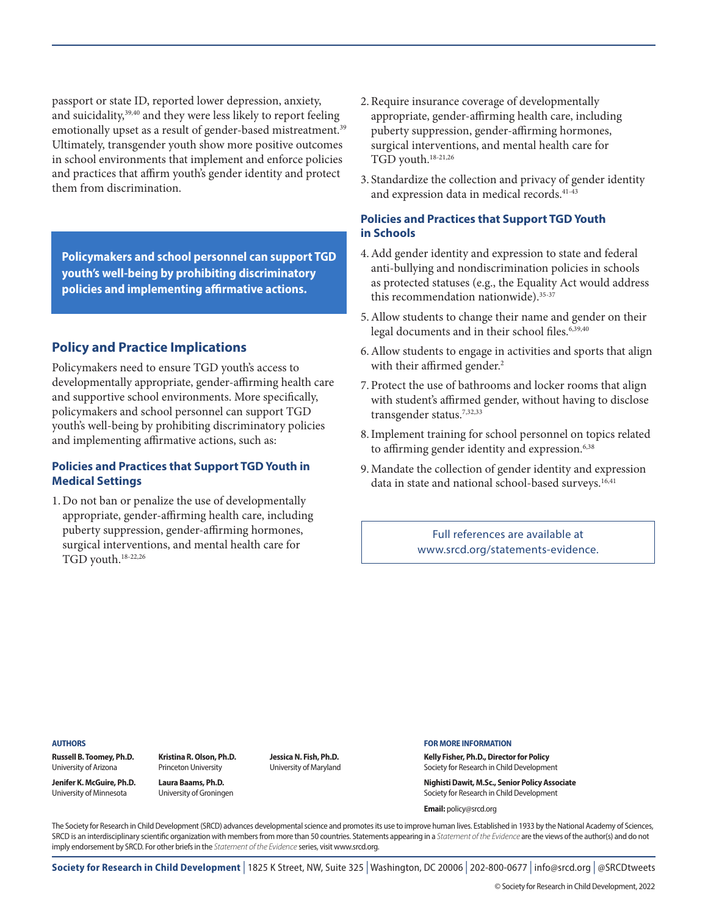passport or state ID, reported lower depression, anxiety, and suicidality,[39,40] and they were less likely to report feeling emotionally upset as a result of gender-based mistreatment.[39] Ultimately, transgender youth show more positive outcomes in school environments that implement and enforce policies and practices that affirm youth's gender identity and protect them from discrimination.

**Policymakers and school personnel can support TGD youth's well-being by prohibiting discriminatory policies and implementing affirmative actions.**

## Policy and Practice Implications

Policymakers need to ensure TGD youth's access to developmentally appropriate, gender-affirming health care and supportive school environments. More specifically, policymakers and school personnel can support TGD youth's well-being by prohibiting discriminatory policies and implementing affirmative actions, such as:

### Policies and Practices that Support TGD Youth in Medical Settings

1. Do not ban or penalize the use of developmentally appropriate, gender-affirming health care, including puberty suppression, gender-affirming hormones, surgical interventions, and mental health care for TGD youth.[18-22,26]
2. Require insurance coverage of developmentally appropriate, gender-affirming health care, including puberty suppression, gender-affirming hormones, surgical interventions, and mental health care for TGD youth.[18-21,26]
3. Standardize the collection and privacy of gender identity and expression data in medical records.[41-43]

### Policies and Practices that Support TGD Youth in Schools

4. Add gender identity and expression to state and federal anti-bullying and nondiscrimination policies in schools as protected statuses (e.g., the Equality Act would address this recommendation nationwide).[35-37]
5. Allow students to change their name and gender on their legal documents and in their school files.[6,39,40]
6. Allow students to engage in activities and sports that align with their affirmed gender.[2]
7. Protect the use of bathrooms and locker rooms that align with student's affirmed gender, without having to disclose transgender status.[7,32,33]
8. Implement training for school personnel on topics related to affirming gender identity and expression.[6,38]
9. Mandate the collection of gender identity and expression data in state and national school-based surveys.[16,41]

Full references are available at www.srcd.org/statements-evidence.

**AUTHORS**

**Russell B. Toomey, Ph.D.**
University of Arizona

**Jenifer K. McGuire, Ph.D.**
University of Minnesota

**Kristina R. Olson, Ph.D.**
Princeton University

**Laura Baams, Ph.D.**
University of Groningen

**Jessica N. Fish, Ph.D.**
University of Maryland

**FOR MORE INFORMATION**

**Kelly Fisher, Ph.D., Director for Policy**
Society for Research in Child Development

**Nighisti Dawit, M.Sc., Senior Policy Associate**
Society for Research in Child Development

**Email:** policy@srcd.org

The Society for Research in Child Development (SRCD) advances developmental science and promotes its use to improve human lives. Established in 1933 by the National Academy of Sciences, SRCD is an interdisciplinary scientific organization with members from more than 50 countries. Statements appearing in a *Statement of the Evidence* are the views of the author(s) and do not imply endorsement by SRCD. For other briefs in the *Statement of the Evidence* series, visit www.srcd.org.

**Society for Research in Child Development** | 1825 K Street, NW, Suite 325 | Washington, DC 20006 | 202-800-0677 | info@srcd.org | @SRCDtweets

© Society for Research in Child Development, 2022